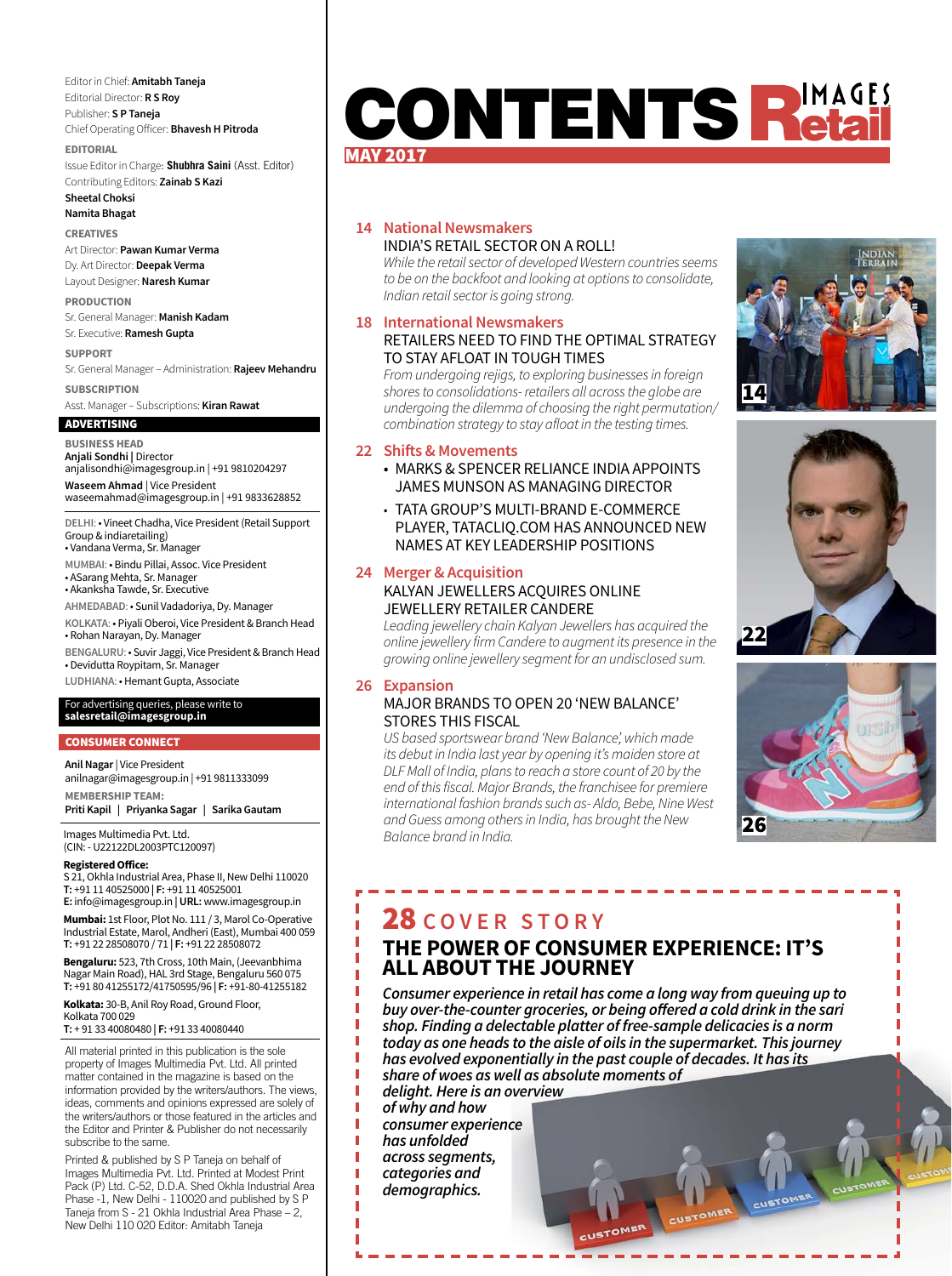# CONTENTS Images Retail

**MAY 2017**

## 14 National Newsmakers

INDIA'S RETAIL SECTOR ON A ROLL!

*While the retail sector of developed Western countries seems to be on the backfoot and looking at options to consolidate, Indian retail sector is going strong.*

## 18 International Newsmakers

RETAILERS NEED TO FIND THE OPTIMAL STRATEGY TO STAY AFLOAT IN TOUGH TIMES

*From undergoing rejigs, to exploring businesses in foreign shores to consolidations- retailers all across the globe are undergoing the dilemma of choosing the right permutation/ combination strategy to stay afloat in the testing times.*

## 22 Shifts & Movements

- MARKS & SPENCER RELIANCE INDIA APPOINTS JAMES MUNSON AS MANAGING DIRECTOR
- TATA GROUP'S MULTI-BRAND E-COMMERCE PLAYER, TATACLIQ.COM HAS ANNOUNCED NEW NAMES AT KEY LEADERSHIP POSITIONS

## 24 Merger & Acquisition

KALYAN JEWELLERS ACQUIRES ONLINE JEWELLERY RETAILER CANDERE

*Leading jewellery chain Kalyan Jewellers has acquired the online jewellery firm Candere to augment its presence in the growing online jewellery segment for an undisclosed sum.*

## 26 Expansion

MAJOR BRANDS TO OPEN 20 'NEW BALANCE' STORES THIS FISCAL

*US based sportswear brand 'New Balance,' which made its debut in India last year by opening it's maiden store at DLF Mall of India, plans to reach a store count of 20 by the end of this fiscal. Major Brands, the franchisee for premiere international fashion brands such as- Aldo, Bebe, Nine West and Guess among others in India, has brought the New Balance brand in India.*

## 28 COVER STORY

### THE POWER OF CONSUMER EXPERIENCE: IT'S ALL ABOUT THE JOURNEY

***Consumer experience in retail has come a long way from queuing up to buy over-the-counter groceries, or being offered a cold drink in the sari shop. Finding a delectable platter of free-sample delicacies is a norm today as one heads to the aisle of oils in the supermarket. This journey has evolved exponentially in the past couple of decades. It has its share of woes as well as absolute moments of delight. Here is an overview of why and how consumer experience has unfolded across segments, categories and demographics.***

---

Editor in Chief: **Amitabh Taneja**
Editorial Director: **R S Roy**
Publisher: **S P Taneja**
Chief Operating Officer: **Bhavesh H Pitroda**

**EDITORIAL**
Issue Editor in Charge: **Shubhra Saini** (Asst. Editor)
Contributing Editors: **Zainab S Kazi**
**Sheetal Choksi**
**Namita Bhagat**

**CREATIVES**
Art Director: **Pawan Kumar Verma**
Dy. Art Director: **Deepak Verma**
Layout Designer: **Naresh Kumar**

**PRODUCTION**
Sr. General Manager: **Manish Kadam**
Sr. Executive: **Ramesh Gupta**

**SUPPORT**
Sr. General Manager – Administration: **Rajeev Mehandru**

**SUBSCRIPTION**
Asst. Manager – Subscriptions: **Kiran Rawat**

**ADVERTISING**

**BUSINESS HEAD**
**Anjali Sondhi** | Director
anjalisondhi@imagesgroup.in | +91 9810204297
**Waseem Ahmad** | Vice President
waseemahmad@imagesgroup.in | +91 9833628852

DELHI: • Vineet Chadha, Vice President (Retail Support Group & indiaretailing)
• Vandana Verma, Sr. Manager
MUMBAI: • Bindu Pillai, Assoc. Vice President
• ASarang Mehta, Sr. Manager
• Akanksha Tawde, Sr. Executive
AHMEDABAD: • Sunil Vadadoriya, Dy. Manager
KOLKATA: • Piyali Oberoi, Vice President & Branch Head
• Rohan Narayan, Dy. Manager
BENGALURU: • Suvir Jaggi, Vice President & Branch Head
• Devidutta Roypitam, Sr. Manager
LUDHIANA: • Hemant Gupta, Associate

For advertising queries, please write to
**salesretail@imagesgroup.in**

**CONSUMER CONNECT**
**Anil Nagar** | Vice President
anilnagar@imagesgroup.in | +91 9811333099
**MEMBERSHIP TEAM:**
**Priti Kapil** | **Priyanka Sagar** | **Sarika Gautam**

Images Multimedia Pvt. Ltd.
(CIN: - U22122DL2003PTC120097)

**Registered Office:**
S 21, Okhla Industrial Area, Phase II, New Delhi 110020
**T:** +91 11 40525000 | **F:** +91 11 40525001
**E:** info@imagesgroup.in | **URL:** www.imagesgroup.in

**Mumbai:** 1st Floor, Plot No. 111 / 3, Marol Co-Operative Industrial Estate, Marol, Andheri (East), Mumbai 400 059
**T:** +91 22 28508070 / 71 | **F:** +91 22 28508072

**Bengaluru:** 523, 7th Cross, 10th Main, (Jeevanbhima Nagar Main Road), HAL 3rd Stage, Bengaluru 560 075
**T:** +91 80 41255172/41750595/96 | **F:** +91-80-41255182

**Kolkata:** 30-B, Anil Roy Road, Ground Floor, Kolkata 700 029
**T:** + 91 33 40080480 | **F:** +91 33 40080440

All material printed in this publication is the sole property of Images Multimedia Pvt. Ltd. All printed matter contained in the magazine is based on the information provided by the writers/authors. The views, ideas, comments and opinions expressed are solely of the writers/authors or those featured in the articles and the Editor and Printer & Publisher do not necessarily subscribe to the same.

Printed & published by S P Taneja on behalf of Images Multimedia Pvt. Ltd. Printed at Modest Print Pack (P) Ltd. C-52, D.D.A. Shed Okhla Industrial Area Phase -1, New Delhi - 110020 and published by S P Taneja from S - 21 Okhla Industrial Area Phase – 2, New Delhi 110 020 Editor: Amitabh Taneja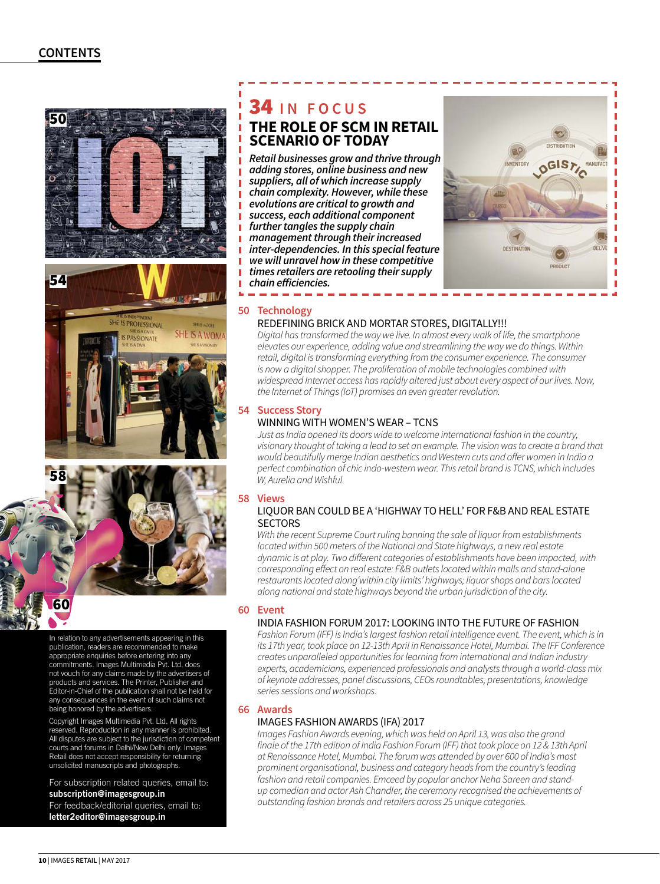## CONTENTS

50

54

58

60

## 34 IN FOCUS

### THE ROLE OF SCM IN RETAIL SCENARIO OF TODAY

***Retail businesses grow and thrive through adding stores, online business and new suppliers, all of which increase supply chain complexity. However, while these evolutions are critical to growth and success, each additional component further tangles the supply chain management through their increased inter-dependencies. In this special feature we will unravel how in these competitive times retailers are retooling their supply chain efficiencies.***

### 50 Technology

REDEFINING BRICK AND MORTAR STORES, DIGITALLY!!!

*Digital has transformed the way we live. In almost every walk of life, the smartphone elevates our experience, adding value and streamlining the way we do things. Within retail, digital is transforming everything from the consumer experience. The consumer is now a digital shopper. The proliferation of mobile technologies combined with widespread Internet access has rapidly altered just about every aspect of our lives. Now, the Internet of Things (IoT) promises an even greater revolution.*

### 54 Success Story

WINNING WITH WOMEN'S WEAR – TCNS

*Just as India opened its doors wide to welcome international fashion in the country, visionary thought of taking a lead to set an example. The vision was to create a brand that would beautifully merge Indian aesthetics and Western cuts and offer women in India a perfect combination of chic indo-western wear. This retail brand is TCNS, which includes W, Aurelia and Wishful.*

### 58 Views

LIQUOR BAN COULD BE A 'HIGHWAY TO HELL' FOR F&B AND REAL ESTATE SECTORS

*With the recent Supreme Court ruling banning the sale of liquor from establishments located within 500 meters of the National and State highways, a new real estate dynamic is at play. Two different categories of establishments have been impacted, with corresponding effect on real estate: F&B outlets located within malls and stand-alone restaurants located along'within city limits' highways; liquor shops and bars located along national and state highways beyond the urban jurisdiction of the city.*

### 60 Event

INDIA FASHION FORUM 2017: LOOKING INTO THE FUTURE OF FASHION

*Fashion Forum (IFF) is India's largest fashion retail intelligence event. The event, which is in its 17th year, took place on 12-13th April in Renaissance Hotel, Mumbai. The IFF Conference creates unparalleled opportunities for learning from international and Indian industry experts, academicians, experienced professionals and analysts through a world-class mix of keynote addresses, panel discussions, CEOs roundtables, presentations, knowledge series sessions and workshops.*

### 66 Awards

IMAGES FASHION AWARDS (IFA) 2017

*Images Fashion Awards evening, which was held on April 13, was also the grand finale of the 17th edition of India Fashion Forum (IFF) that took place on 12 & 13th April at Renaissance Hotel, Mumbai. The forum was attended by over 600 of India's most prominent organisational, business and category heads from the country's leading fashion and retail companies. Emceed by popular anchor Neha Sareen and stand-up comedian and actor Ash Chandler, the ceremony recognised the achievements of outstanding fashion brands and retailers across 25 unique categories.*

In relation to any advertisements appearing in this publication, readers are recommended to make appropriate enquiries before entering into any commitments. Images Multimedia Pvt. Ltd. does not vouch for any claims made by the advertisers of products and services. The Printer, Publisher and Editor-in-Chief of the publication shall not be held for any consequences in the event of such claims not being honored by the advertisers.

Copyright Images Multimedia Pvt. Ltd. All rights reserved. Reproduction in any manner is prohibited. All disputes are subject to the jurisdiction of competent courts and forums in Delhi/New Delhi only. Images Retail does not accept responsibility for returning unsolicited manuscripts and photographs.

For subscription related queries, email to: **subscription@imagesgroup.in**
For feedback/editorial queries, email to: **letter2editor@imagesgroup.in**